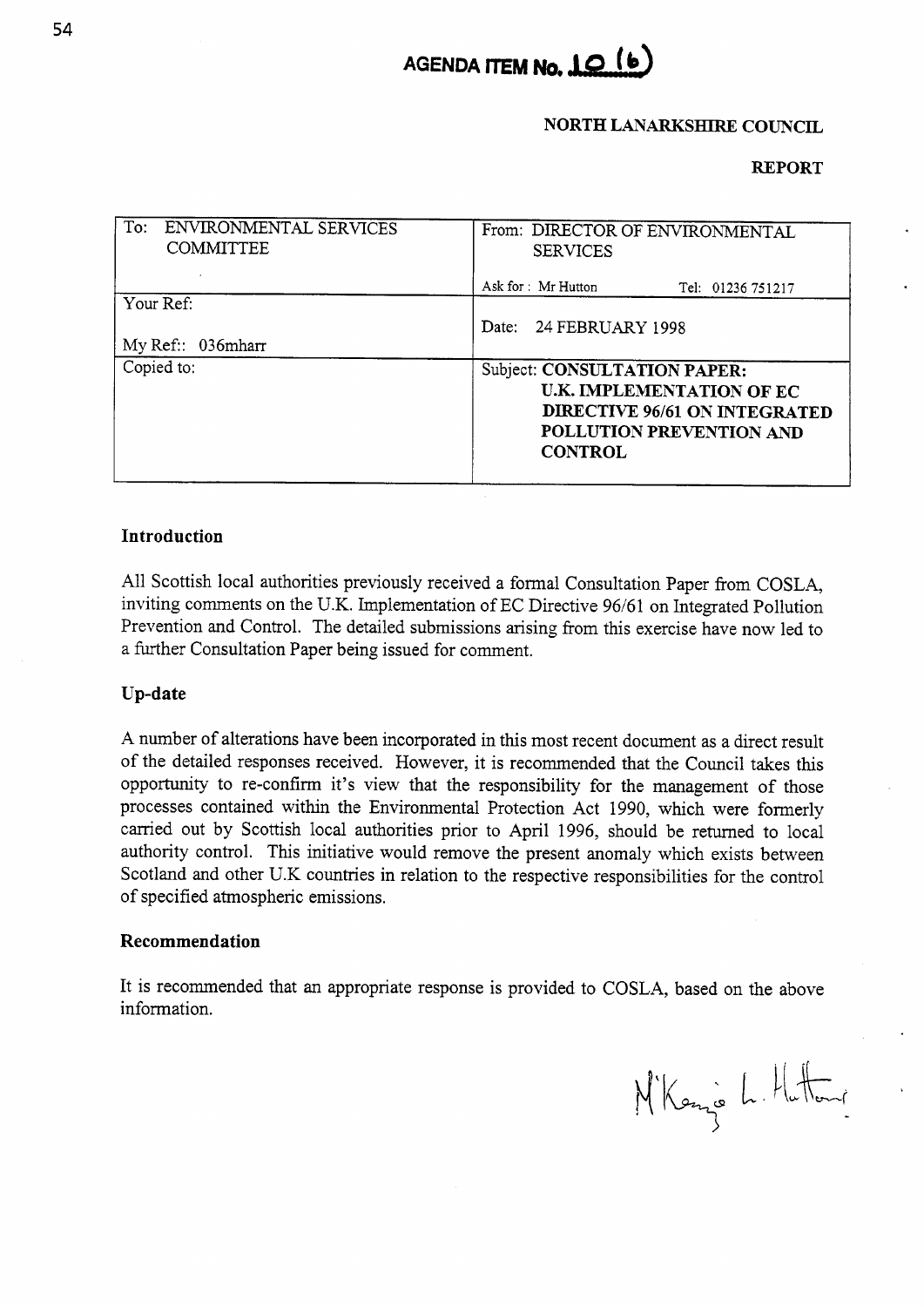# AGENDA ITEM No. 10 (b)

**NORTH LANARKSHIRE COUNCIL**

**REPORT**

| To: ENVIRONMENTAL SERVICES COMMITTEE | From: DIRECTOR OF ENVIRONMENTAL SERVICES<br>Ask for : Mr Hutton Tel: 01236 751217 |
|---|---|
| Your Ref:<br>My Ref:: 036mharr | Date: 24 FEBRUARY 1998 |
| Copied to: | Subject: **CONSULTATION PAPER: U.K. IMPLEMENTATION OF EC DIRECTIVE 96/61 ON INTEGRATED POLLUTION PREVENTION AND CONTROL** |

## Introduction

All Scottish local authorities previously received a formal Consultation Paper from COSLA, inviting comments on the U.K. Implementation of EC Directive 96/61 on Integrated Pollution Prevention and Control. The detailed submissions arising from this exercise have now led to a further Consultation Paper being issued for comment.

## Up-date

A number of alterations have been incorporated in this most recent document as a direct result of the detailed responses received. However, it is recommended that the Council takes this opportunity to re-confirm it's view that the responsibility for the management of those processes contained within the Environmental Protection Act 1990, which were formerly carried out by Scottish local authorities prior to April 1996, should be returned to local authority control. This initiative would remove the present anomaly which exists between Scotland and other U.K countries in relation to the respective responsibilities for the control of specified atmospheric emissions.

## Recommendation

It is recommended that an appropriate response is provided to COSLA, based on the above information.

M'Kenzie L. Hutton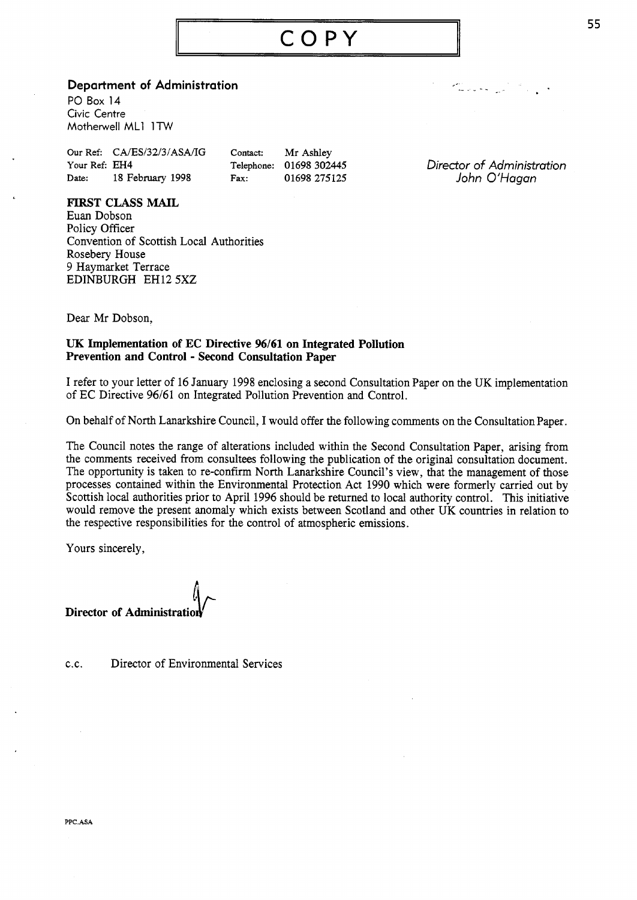**COPY**

**Department of Administration**

PO Box 14
Civic Centre
Motherwell ML1 1TW

Our Ref: CA/ES/32/3/ASA/IG
Your Ref: EH4
Date: 18 February 1998

Contact: Mr Ashley
Telephone: 01698 302445
Fax: 01698 275125

*Director of Administration*
*John O'Hagan*

**FIRST CLASS MAIL**
Euan Dobson
Policy Officer
Convention of Scottish Local Authorities
Rosebery House
9 Haymarket Terrace
EDINBURGH EH12 5XZ

Dear Mr Dobson,

**UK Implementation of EC Directive 96/61 on Integrated Pollution Prevention and Control - Second Consultation Paper**

I refer to your letter of 16 January 1998 enclosing a second Consultation Paper on the UK implementation of EC Directive 96/61 on Integrated Pollution Prevention and Control.

On behalf of North Lanarkshire Council, I would offer the following comments on the Consultation Paper.

The Council notes the range of alterations included within the Second Consultation Paper, arising from the comments received from consultees following the publication of the original consultation document. The opportunity is taken to re-confirm North Lanarkshire Council's view, that the management of those processes contained within the Environmental Protection Act 1990 which were formerly carried out by Scottish local authorities prior to April 1996 should be returned to local authority control. This initiative would remove the present anomaly which exists between Scotland and other UK countries in relation to the respective responsibilities for the control of atmospheric emissions.

Yours sincerely,

**Director of Administration**

c.c. Director of Environmental Services

PPC.ASA